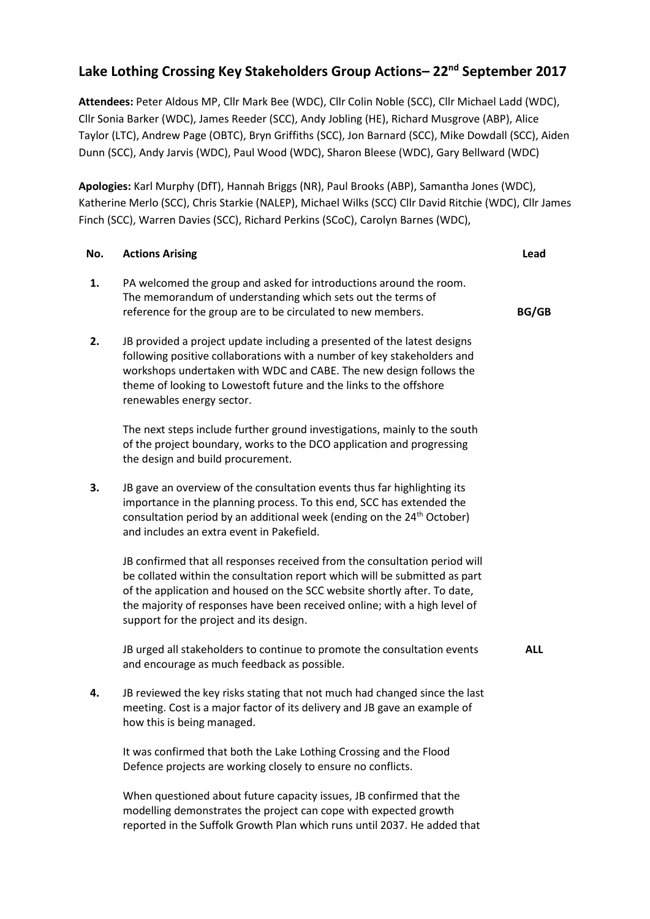# Lake Lothing Crossing Key Stakeholders Group Actions– 22nd September 2017

**Attendees:** Peter Aldous MP, Cllr Mark Bee (WDC), Cllr Colin Noble (SCC), Cllr Michael Ladd (WDC), Cllr Sonia Barker (WDC), James Reeder (SCC), Andy Jobling (HE), Richard Musgrove (ABP), Alice Taylor (LTC), Andrew Page (OBTC), Bryn Griffiths (SCC), Jon Barnard (SCC), Mike Dowdall (SCC), Aiden Dunn (SCC), Andy Jarvis (WDC), Paul Wood (WDC), Sharon Bleese (WDC), Gary Bellward (WDC)

**Apologies:** Karl Murphy (DfT), Hannah Briggs (NR), Paul Brooks (ABP), Samantha Jones (WDC), Katherine Merlo (SCC), Chris Starkie (NALEP), Michael Wilks (SCC) Cllr David Ritchie (WDC), Cllr James Finch (SCC), Warren Davies (SCC), Richard Perkins (SCoC), Carolyn Barnes (WDC),

| No. | Actions Arising | Lead |
|---|---|---|
| 1. | PA welcomed the group and asked for introductions around the room. The memorandum of understanding which sets out the terms of reference for the group are to be circulated to new members. | BG/GB |
| 2. | JB provided a project update including a presented of the latest designs following positive collaborations with a number of key stakeholders and workshops undertaken with WDC and CABE. The new design follows the theme of looking to Lowestoft future and the links to the offshore renewables energy sector. | |
| | The next steps include further ground investigations, mainly to the south of the project boundary, works to the DCO application and progressing the design and build procurement. | |
| 3. | JB gave an overview of the consultation events thus far highlighting its importance in the planning process. To this end, SCC has extended the consultation period by an additional week (ending on the 24th October) and includes an extra event in Pakefield. | |
| | JB confirmed that all responses received from the consultation period will be collated within the consultation report which will be submitted as part of the application and housed on the SCC website shortly after. To date, the majority of responses have been received online; with a high level of support for the project and its design. | |
| | JB urged all stakeholders to continue to promote the consultation events and encourage as much feedback as possible. | ALL |
| 4. | JB reviewed the key risks stating that not much had changed since the last meeting. Cost is a major factor of its delivery and JB gave an example of how this is being managed. | |
| | It was confirmed that both the Lake Lothing Crossing and the Flood Defence projects are working closely to ensure no conflicts. | |
| | When questioned about future capacity issues, JB confirmed that the modelling demonstrates the project can cope with expected growth reported in the Suffolk Growth Plan which runs until 2037. He added that | |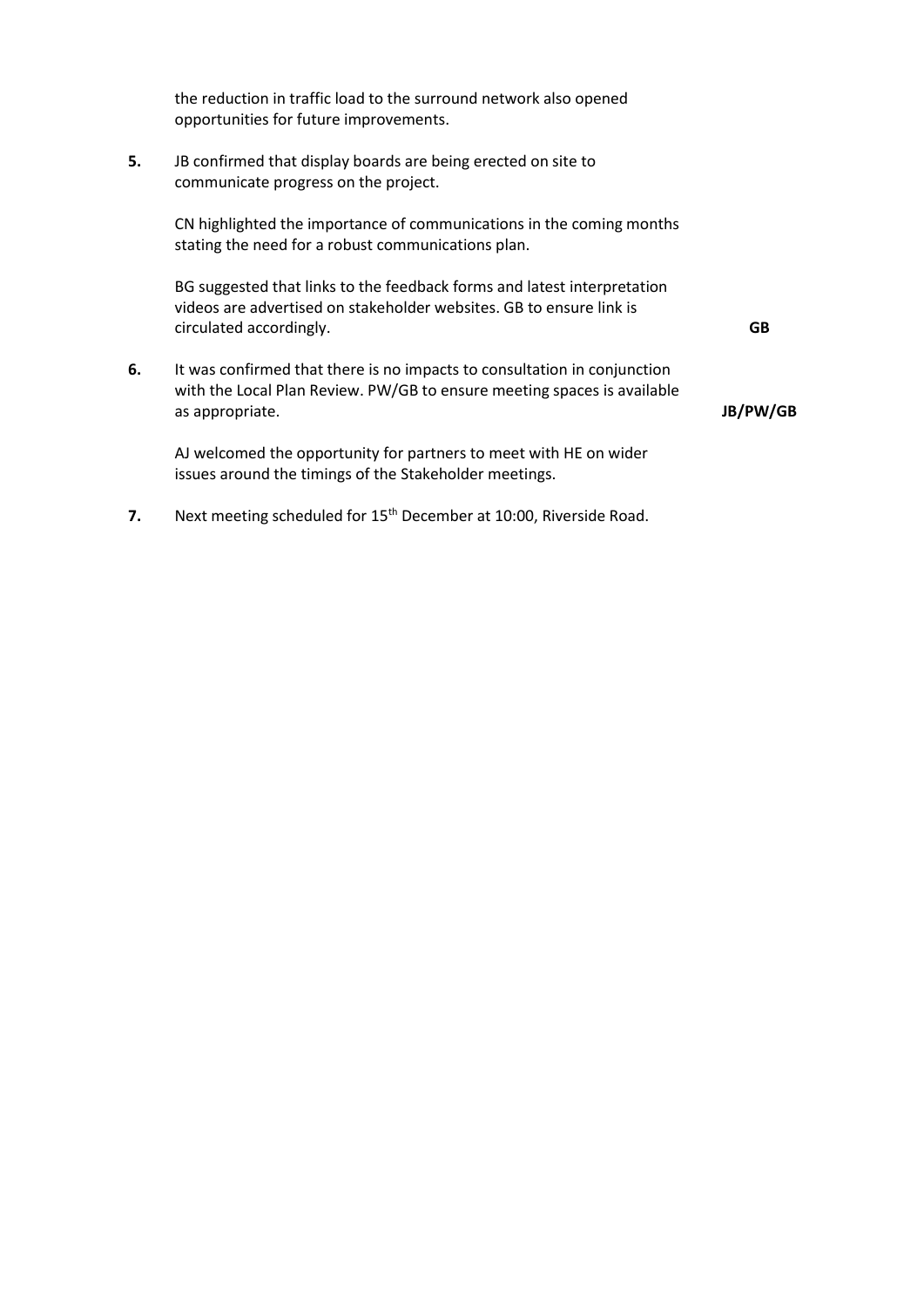the reduction in traffic load to the surround network also opened opportunities for future improvements.

**5.** JB confirmed that display boards are being erected on site to communicate progress on the project.

CN highlighted the importance of communications in the coming months stating the need for a robust communications plan.

BG suggested that links to the feedback forms and latest interpretation videos are advertised on stakeholder websites. GB to ensure link is circulated accordingly. **GB**

**6.** It was confirmed that there is no impacts to consultation in conjunction with the Local Plan Review. PW/GB to ensure meeting spaces is available as appropriate. **JB/PW/GB**

AJ welcomed the opportunity for partners to meet with HE on wider issues around the timings of the Stakeholder meetings.

**7.** Next meeting scheduled for 15th December at 10:00, Riverside Road.